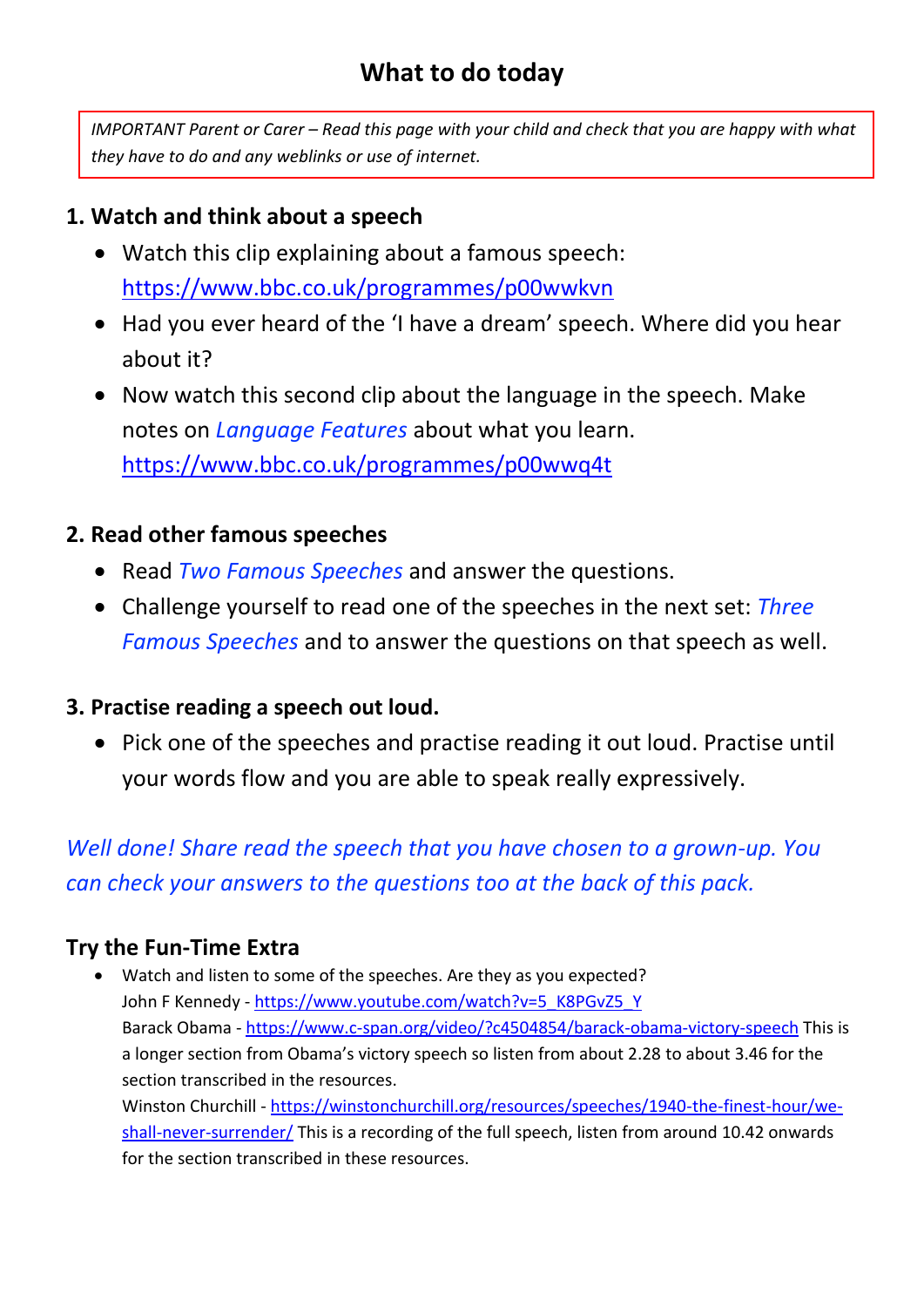# What to do today

*IMPORTANT Parent or Carer – Read this page with your child and check that you are happy with what they have to do and any weblinks or use of internet.*

## 1. Watch and think about a speech

- Watch this clip explaining about a famous speech: https://www.bbc.co.uk/programmes/p00wwkvn
- Had you ever heard of the 'I have a dream' speech. Where did you hear about it?
- Now watch this second clip about the language in the speech. Make notes on *Language Features* about what you learn. https://www.bbc.co.uk/programmes/p00wwq4t

## 2. Read other famous speeches

- Read *Two Famous Speeches* and answer the questions.
- Challenge yourself to read one of the speeches in the next set: *Three Famous Speeches* and to answer the questions on that speech as well.

## 3. Practise reading a speech out loud.

- Pick one of the speeches and practise reading it out loud. Practise until your words flow and you are able to speak really expressively.

*Well done! Share read the speech that you have chosen to a grown-up. You can check your answers to the questions too at the back of this pack.*

## Try the Fun-Time Extra

- Watch and listen to some of the speeches. Are they as you expected?
  John F Kennedy - https://www.youtube.com/watch?v=5_K8PGvZ5_Y
  Barack Obama - https://www.c-span.org/video/?c4504854/barack-obama-victory-speech This is a longer section from Obama's victory speech so listen from about 2.28 to about 3.46 for the section transcribed in the resources.
  Winston Churchill - https://winstonchurchill.org/resources/speeches/1940-the-finest-hour/we-shall-never-surrender/ This is a recording of the full speech, listen from around 10.42 onwards for the section transcribed in these resources.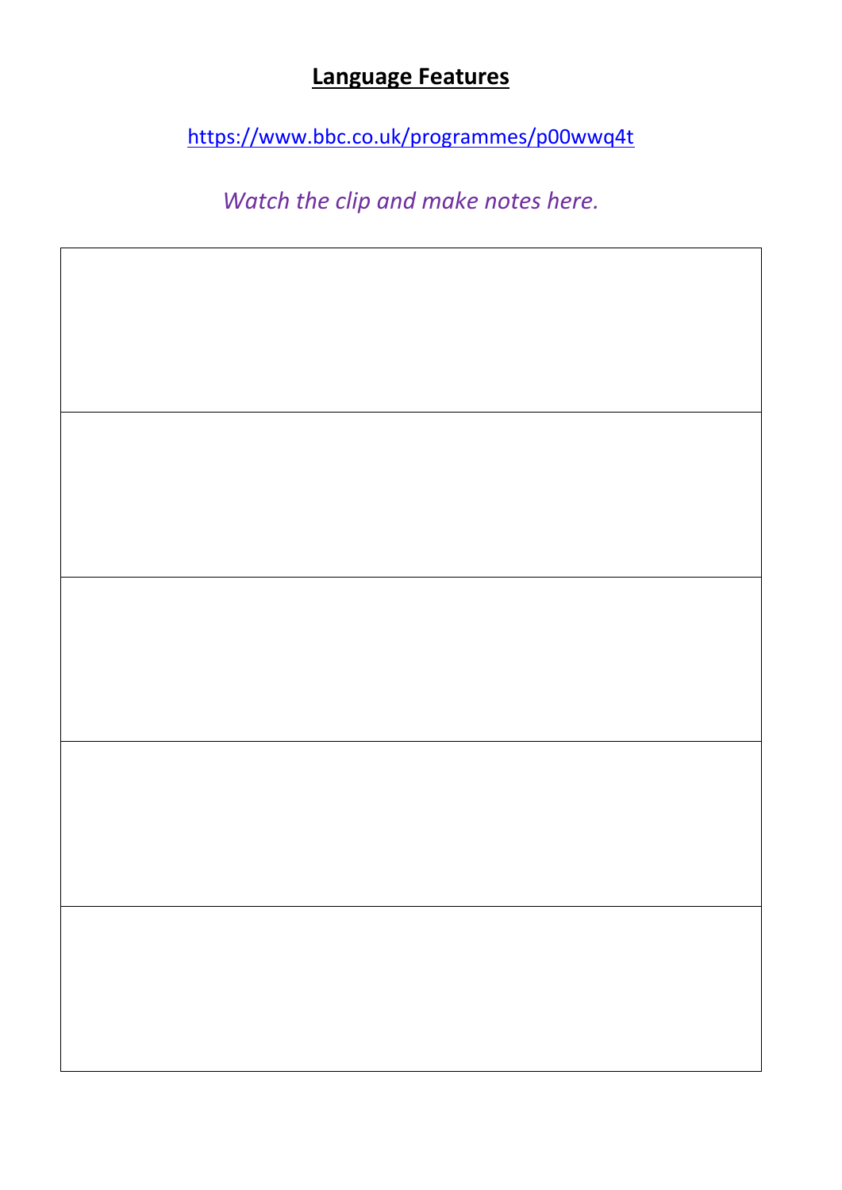# **Language Features**

https://www.bbc.co.uk/programmes/p00wwq4t

*Watch the clip and make notes here.*

| |
|---|
| |
| |
| |
| |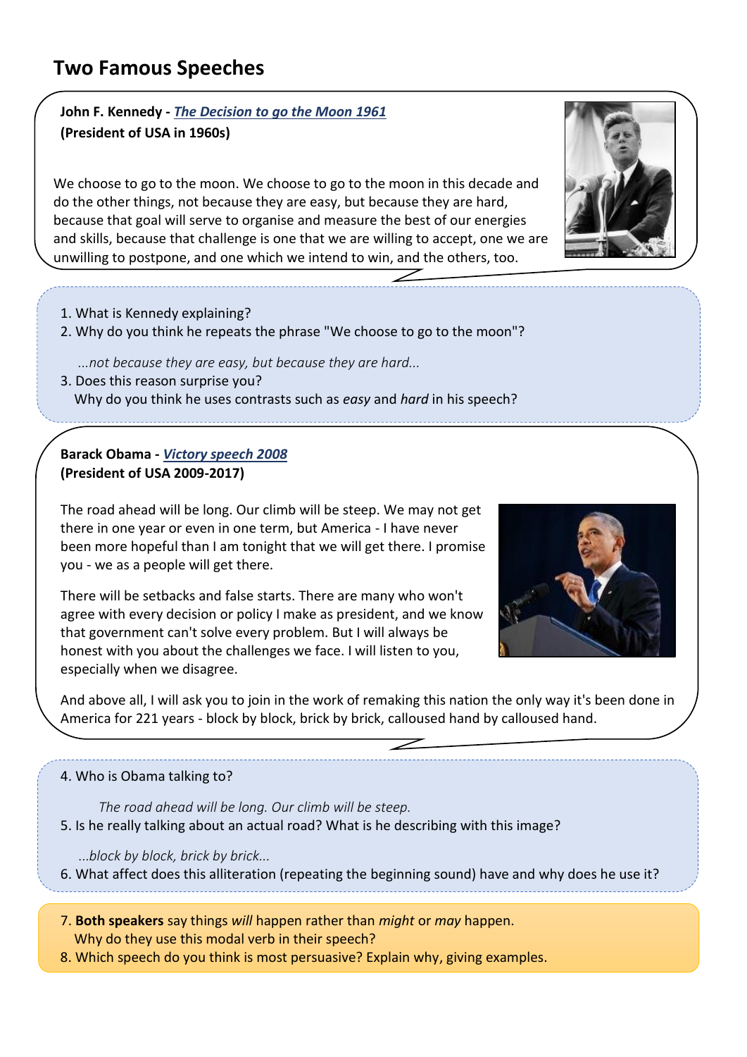# Two Famous Speeches

**John F. Kennedy - *The Decision to go the Moon 1961***
**(President of USA in 1960s)**

We choose to go to the moon. We choose to go to the moon in this decade and do the other things, not because they are easy, but because they are hard, because that goal will serve to organise and measure the best of our energies and skills, because that challenge is one that we are willing to accept, one we are unwilling to postpone, and one which we intend to win, and the others, too.

1. What is Kennedy explaining?
2. Why do you think he repeats the phrase "We choose to go to the moon"?

   *...not because they are easy, but because they are hard...*

3. Does this reason surprise you?
   Why do you think he uses contrasts such as *easy* and *hard* in his speech?

**Barack Obama - *Victory speech 2008***
**(President of USA 2009-2017)**

The road ahead will be long. Our climb will be steep. We may not get there in one year or even in one term, but America - I have never been more hopeful than I am tonight that we will get there. I promise you - we as a people will get there.

There will be setbacks and false starts. There are many who won't agree with every decision or policy I make as president, and we know that government can't solve every problem. But I will always be honest with you about the challenges we face. I will listen to you, especially when we disagree.

And above all, I will ask you to join in the work of remaking this nation the only way it's been done in America for 221 years - block by block, brick by brick, calloused hand by calloused hand.

4. Who is Obama talking to?

   *The road ahead will be long. Our climb will be steep.*

5. Is he really talking about an actual road? What is he describing with this image?

   *...block by block, brick by brick...*

6. What affect does this alliteration (repeating the beginning sound) have and why does he use it?

7. **Both speakers** say things *will* happen rather than *might* or *may* happen.
   Why do they use this modal verb in their speech?
8. Which speech do you think is most persuasive? Explain why, giving examples.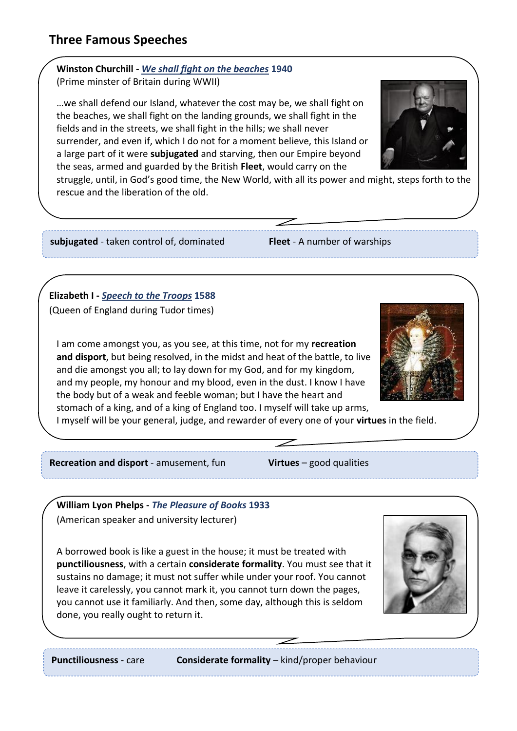## Three Famous Speeches

**Winston Churchill -** ***We shall fight on the beaches*** **1940**
(Prime minster of Britain during WWII)

…we shall defend our Island, whatever the cost may be, we shall fight on the beaches, we shall fight on the landing grounds, we shall fight in the fields and in the streets, we shall fight in the hills; we shall never surrender, and even if, which I do not for a moment believe, this Island or a large part of it were **subjugated** and starving, then our Empire beyond the seas, armed and guarded by the British **Fleet**, would carry on the struggle, until, in God's good time, the New World, with all its power and might, steps forth to the rescue and the liberation of the old.

**subjugated** - taken control of, dominated

**Fleet** - A number of warships

**Elizabeth I -** ***Speech to the Troops*** **1588**
(Queen of England during Tudor times)

I am come amongst you, as you see, at this time, not for my **recreation and disport**, but being resolved, in the midst and heat of the battle, to live and die amongst you all; to lay down for my God, and for my kingdom, and my people, my honour and my blood, even in the dust. I know I have the body but of a weak and feeble woman; but I have the heart and stomach of a king, and of a king of England too. I myself will take up arms, I myself will be your general, judge, and rewarder of every one of your **virtues** in the field.

**Recreation and disport** - amusement, fun

**Virtues** – good qualities

**William Lyon Phelps -** ***The Pleasure of Books*** **1933**
(American speaker and university lecturer)

A borrowed book is like a guest in the house; it must be treated with **punctiliousness**, with a certain **considerate formality**. You must see that it sustains no damage; it must not suffer while under your roof. You cannot leave it carelessly, you cannot mark it, you cannot turn down the pages, you cannot use it familiarly. And then, some day, although this is seldom done, you really ought to return it.

**Punctiliousness** - care

**Considerate formality** – kind/proper behaviour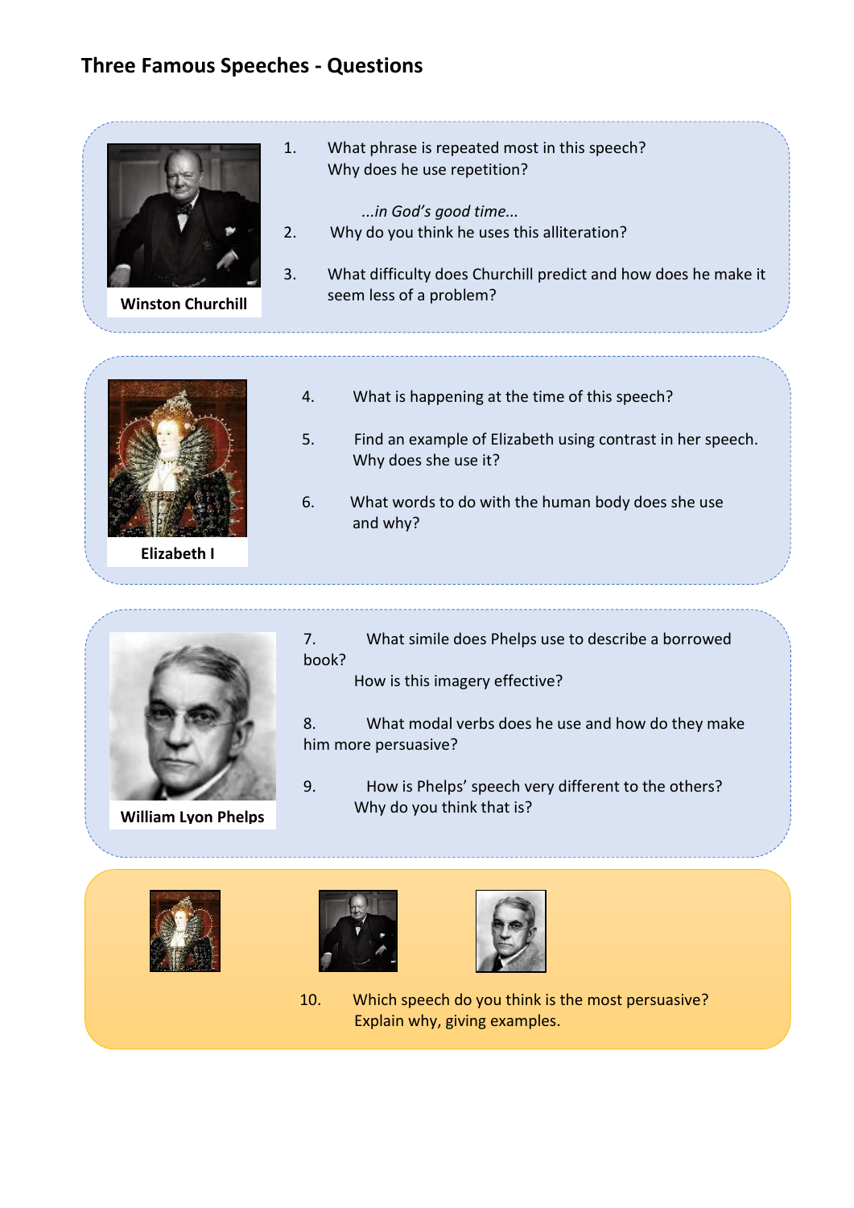## Three Famous Speeches - Questions

**Winston Churchill**

1. What phrase is repeated most in this speech?
   Why does he use repetition?

   *...in God's good time...*

2. Why do you think he uses this alliteration?

3. What difficulty does Churchill predict and how does he make it seem less of a problem?

**Elizabeth I**

4. What is happening at the time of this speech?

5. Find an example of Elizabeth using contrast in her speech.
   Why does she use it?

6. What words to do with the human body does she use and why?

**William Lyon Phelps**

7. What simile does Phelps use to describe a borrowed book?
   How is this imagery effective?

8. What modal verbs does he use and how do they make him more persuasive?

9. How is Phelps' speech very different to the others?
   Why do you think that is?

10. Which speech do you think is the most persuasive?
    Explain why, giving examples.